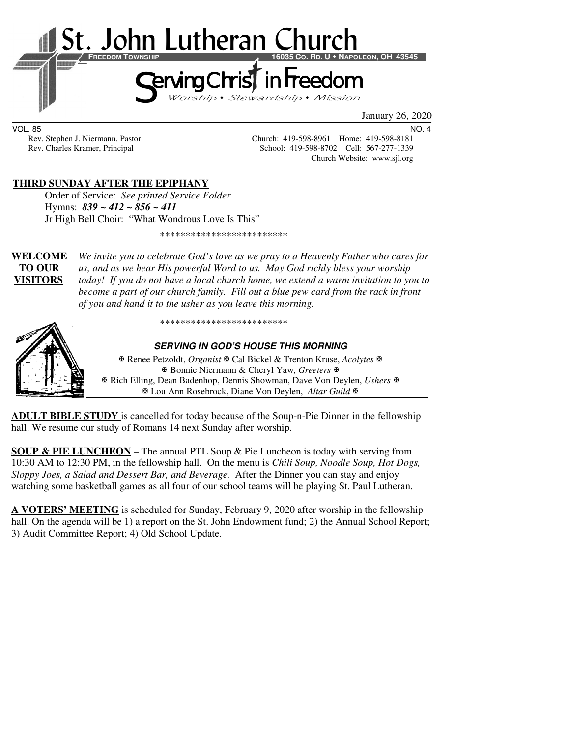# St. John Lutheran Church

**FREEDOM TOWNSHIP** **16035 CO. RD. U • NAPOLEON, OH 43545**

## Serving Christ in Freedom

*Worship • Stewardship • Mission*

January 26, 2020

VOL. 85 NO. 4

Rev. Stephen J. Niermann, Pastor — Church: 419-598-8961 Home: 419-598-8181
Rev. Charles Kramer, Principal — School: 419-598-8702 Cell: 567-277-1339
Church Website: www.sjl.org

**THIRD SUNDAY AFTER THE EPIPHANY**

Order of Service: *See printed Service Folder*
Hymns: ***839 ~ 412 ~ 856 ~ 411***
Jr High Bell Choir: "What Wondrous Love Is This"

*************************

**WELCOME TO OUR VISITORS** *We invite you to celebrate God's love as we pray to a Heavenly Father who cares for us, and as we hear His powerful Word to us. May God richly bless your worship today! If you do not have a local church home, we extend a warm invitation to you to become a part of our church family. Fill out a blue pew card from the rack in front of you and hand it to the usher as you leave this morning.*

*************************

***SERVING IN GOD'S HOUSE THIS MORNING***

✠ Renee Petzoldt, *Organist* ✠ Cal Bickel & Trenton Kruse, *Acolytes* ✠
✠ Bonnie Niermann & Cheryl Yaw, *Greeters* ✠
✠ Rich Elling, Dean Badenhop, Dennis Showman, Dave Von Deylen, *Ushers* ✠
✠ Lou Ann Rosebrock, Diane Von Deylen, *Altar Guild* ✠

**ADULT BIBLE STUDY** is cancelled for today because of the Soup-n-Pie Dinner in the fellowship hall. We resume our study of Romans 14 next Sunday after worship.

**SOUP & PIE LUNCHEON** – The annual PTL Soup & Pie Luncheon is today with serving from 10:30 AM to 12:30 PM, in the fellowship hall. On the menu is *Chili Soup, Noodle Soup, Hot Dogs, Sloppy Joes, a Salad and Dessert Bar, and Beverage.* After the Dinner you can stay and enjoy watching some basketball games as all four of our school teams will be playing St. Paul Lutheran.

**A VOTERS' MEETING** is scheduled for Sunday, February 9, 2020 after worship in the fellowship hall. On the agenda will be 1) a report on the St. John Endowment fund; 2) the Annual School Report; 3) Audit Committee Report; 4) Old School Update.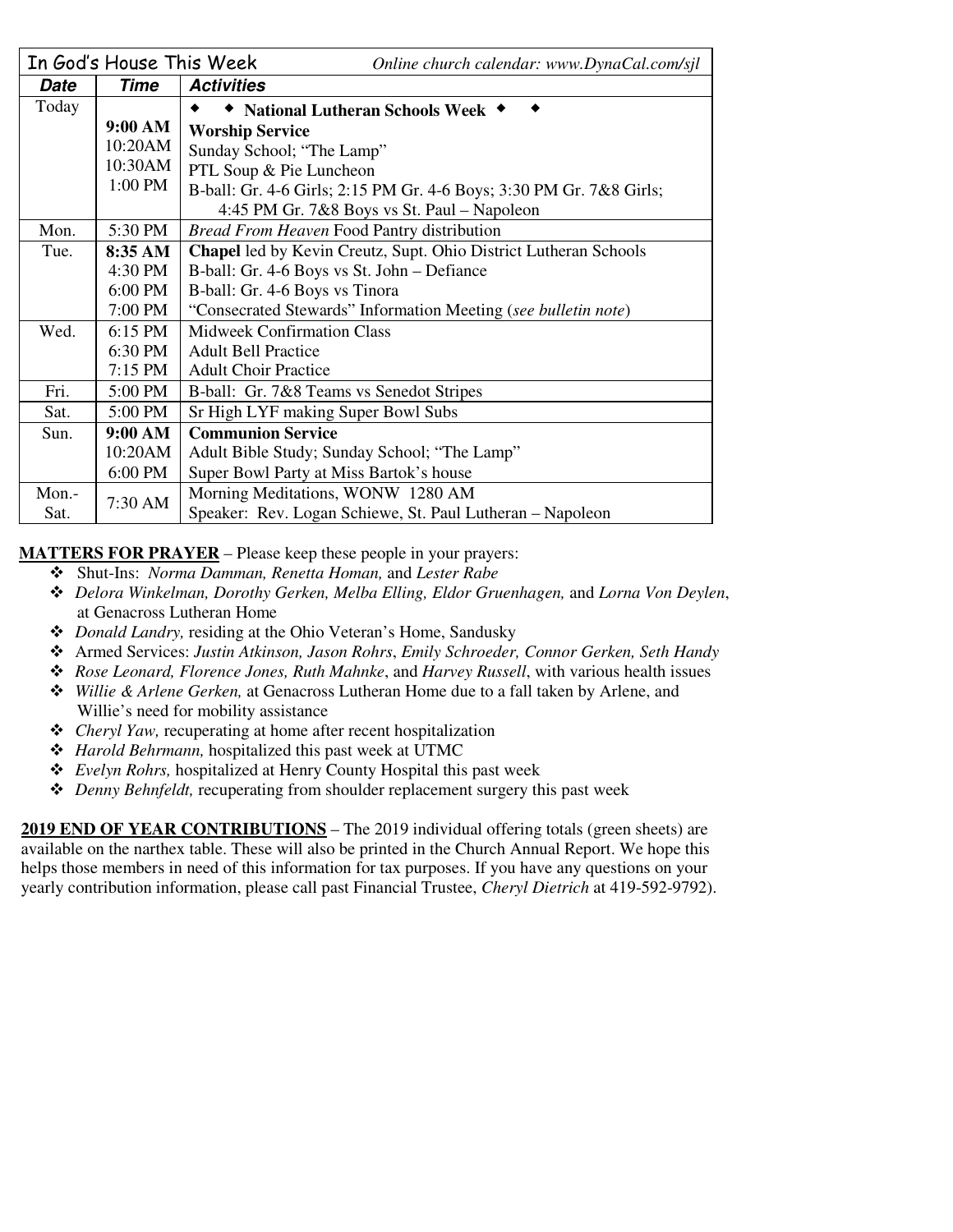| In God's House This Week | | *Online church calendar: www.DynaCal.com/sjl* |
|---|---|---|
| ***Date*** | ***Time*** | ***Activities*** |
| Today | | ◆ ◆ **National Lutheran Schools Week** ◆ ◆ |
| | **9:00 AM** | **Worship Service** |
| | 10:20AM | Sunday School; "The Lamp" |
| | 10:30AM | PTL Soup & Pie Luncheon |
| | 1:00 PM | B-ball: Gr. 4-6 Girls; 2:15 PM Gr. 4-6 Boys; 3:30 PM Gr. 7&8 Girls; 4:45 PM Gr. 7&8 Boys vs St. Paul – Napoleon |
| Mon. | 5:30 PM | *Bread From Heaven* Food Pantry distribution |
| Tue. | **8:35 AM** | **Chapel** led by Kevin Creutz, Supt. Ohio District Lutheran Schools |
| | 4:30 PM | B-ball: Gr. 4-6 Boys vs St. John – Defiance |
| | 6:00 PM | B-ball: Gr. 4-6 Boys vs Tinora |
| | 7:00 PM | "Consecrated Stewards" Information Meeting (*see bulletin note*) |
| Wed. | 6:15 PM | Midweek Confirmation Class |
| | 6:30 PM | Adult Bell Practice |
| | 7:15 PM | Adult Choir Practice |
| Fri. | 5:00 PM | B-ball: Gr. 7&8 Teams vs Senedot Stripes |
| Sat. | 5:00 PM | Sr High LYF making Super Bowl Subs |
| Sun. | **9:00 AM** | **Communion Service** |
| | 10:20AM | Adult Bible Study; Sunday School; "The Lamp" |
| | 6:00 PM | Super Bowl Party at Miss Bartok's house |
| Mon.-Sat. | 7:30 AM | Morning Meditations, WONW 1280 AM<br>Speaker: Rev. Logan Schiewe, St. Paul Lutheran – Napoleon |

**MATTERS FOR PRAYER** – Please keep these people in your prayers:

- Shut-Ins: *Norma Damman, Renetta Homan,* and *Lester Rabe*
- *Delora Winkelman, Dorothy Gerken, Melba Elling, Eldor Gruenhagen,* and *Lorna Von Deylen*, at Genacross Lutheran Home
- *Donald Landry,* residing at the Ohio Veteran's Home, Sandusky
- Armed Services: *Justin Atkinson, Jason Rohrs*, *Emily Schroeder, Connor Gerken, Seth Handy*
- *Rose Leonard, Florence Jones, Ruth Mahnke*, and *Harvey Russell*, with various health issues
- *Willie & Arlene Gerken,* at Genacross Lutheran Home due to a fall taken by Arlene, and Willie's need for mobility assistance
- *Cheryl Yaw,* recuperating at home after recent hospitalization
- *Harold Behrmann,* hospitalized this past week at UTMC
- *Evelyn Rohrs,* hospitalized at Henry County Hospital this past week
- *Denny Behnfeldt,* recuperating from shoulder replacement surgery this past week

**2019 END OF YEAR CONTRIBUTIONS** – The 2019 individual offering totals (green sheets) are available on the narthex table. These will also be printed in the Church Annual Report. We hope this helps those members in need of this information for tax purposes. If you have any questions on your yearly contribution information, please call past Financial Trustee, *Cheryl Dietrich* at 419-592-9792).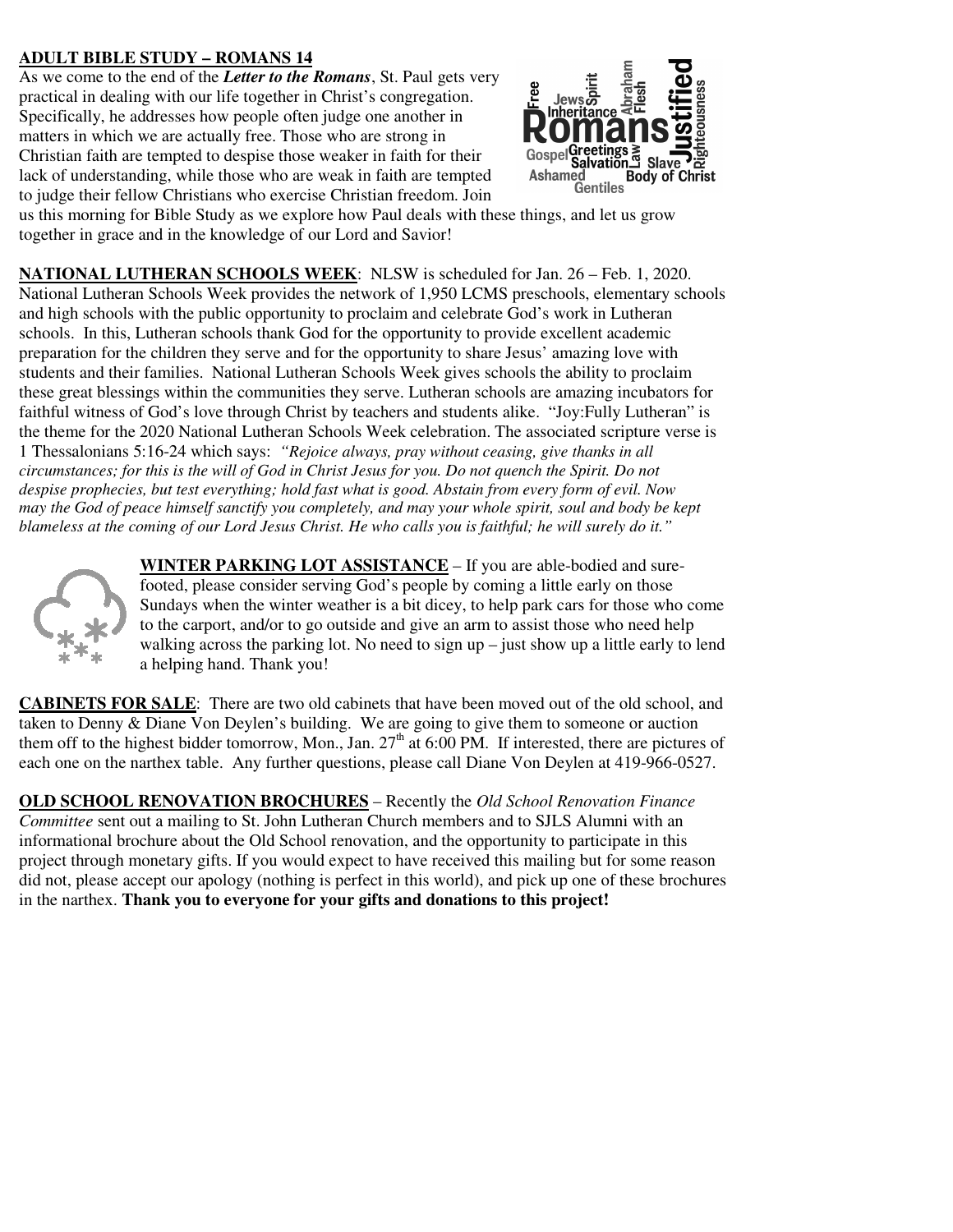**ADULT BIBLE STUDY – ROMANS 14**

As we come to the end of the ***Letter to the Romans***, St. Paul gets very practical in dealing with our life together in Christ's congregation. Specifically, he addresses how people often judge one another in matters in which we are actually free. Those who are strong in Christian faith are tempted to despise those weaker in faith for their lack of understanding, while those who are weak in faith are tempted to judge their fellow Christians who exercise Christian freedom. Join us this morning for Bible Study as we explore how Paul deals with these things, and let us grow together in grace and in the knowledge of our Lord and Savior!

**NATIONAL LUTHERAN SCHOOLS WEEK**: NLSW is scheduled for Jan. 26 – Feb. 1, 2020. National Lutheran Schools Week provides the network of 1,950 LCMS preschools, elementary schools and high schools with the public opportunity to proclaim and celebrate God's work in Lutheran schools. In this, Lutheran schools thank God for the opportunity to provide excellent academic preparation for the children they serve and for the opportunity to share Jesus' amazing love with students and their families. National Lutheran Schools Week gives schools the ability to proclaim these great blessings within the communities they serve. Lutheran schools are amazing incubators for faithful witness of God's love through Christ by teachers and students alike. "Joy:Fully Lutheran" is the theme for the 2020 National Lutheran Schools Week celebration. The associated scripture verse is 1 Thessalonians 5:16-24 which says: *"Rejoice always, pray without ceasing, give thanks in all circumstances; for this is the will of God in Christ Jesus for you. Do not quench the Spirit. Do not despise prophecies, but test everything; hold fast what is good. Abstain from every form of evil. Now may the God of peace himself sanctify you completely, and may your whole spirit, soul and body be kept blameless at the coming of our Lord Jesus Christ. He who calls you is faithful; he will surely do it."*

**WINTER PARKING LOT ASSISTANCE** – If you are able-bodied and sure-footed, please consider serving God's people by coming a little early on those Sundays when the winter weather is a bit dicey, to help park cars for those who come to the carport, and/or to go outside and give an arm to assist those who need help walking across the parking lot. No need to sign up – just show up a little early to lend a helping hand. Thank you!

**CABINETS FOR SALE**: There are two old cabinets that have been moved out of the old school, and taken to Denny & Diane Von Deylen's building. We are going to give them to someone or auction them off to the highest bidder tomorrow, Mon., Jan. 27th at 6:00 PM. If interested, there are pictures of each one on the narthex table. Any further questions, please call Diane Von Deylen at 419-966-0527.

**OLD SCHOOL RENOVATION BROCHURES** – Recently the *Old School Renovation Finance Committee* sent out a mailing to St. John Lutheran Church members and to SJLS Alumni with an informational brochure about the Old School renovation, and the opportunity to participate in this project through monetary gifts. If you would expect to have received this mailing but for some reason did not, please accept our apology (nothing is perfect in this world), and pick up one of these brochures in the narthex. **Thank you to everyone for your gifts and donations to this project!**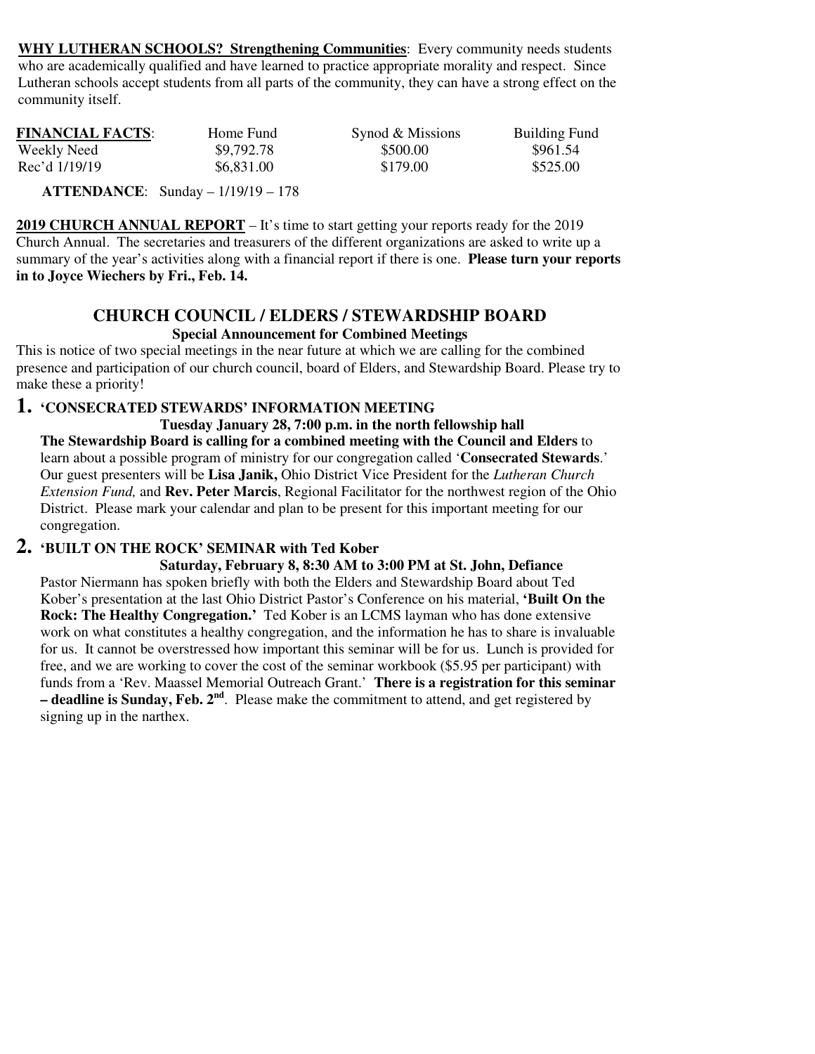**WHY LUTHERAN SCHOOLS? Strengthening Communities**: Every community needs students who are academically qualified and have learned to practice appropriate morality and respect. Since Lutheran schools accept students from all parts of the community, they can have a strong effect on the community itself.

| **FINANCIAL FACTS**: | Home Fund | Synod & Missions | Building Fund |
|---|---|---|---|
| Weekly Need | $9,792.78 | $500.00 | $961.54 |
| Rec'd 1/19/19 | $6,831.00 | $179.00 | $525.00 |

**ATTENDANCE**: Sunday – 1/19/19 – 178

**2019 CHURCH ANNUAL REPORT** – It's time to start getting your reports ready for the 2019 Church Annual. The secretaries and treasurers of the different organizations are asked to write up a summary of the year's activities along with a financial report if there is one. **Please turn your reports in to Joyce Wiechers by Fri., Feb. 14.**

## CHURCH COUNCIL / ELDERS / STEWARDSHIP BOARD

**Special Announcement for Combined Meetings**

This is notice of two special meetings in the near future at which we are calling for the combined presence and participation of our church council, board of Elders, and Stewardship Board. Please try to make these a priority!

### 1. 'CONSECRATED STEWARDS' INFORMATION MEETING

**Tuesday January 28, 7:00 p.m. in the north fellowship hall**

**The Stewardship Board is calling for a combined meeting with the Council and Elders** to learn about a possible program of ministry for our congregation called '**Consecrated Stewards**.' Our guest presenters will be **Lisa Janik,** Ohio District Vice President for the *Lutheran Church Extension Fund,* and **Rev. Peter Marcis**, Regional Facilitator for the northwest region of the Ohio District. Please mark your calendar and plan to be present for this important meeting for our congregation.

### 2. 'BUILT ON THE ROCK' SEMINAR with Ted Kober

**Saturday, February 8, 8:30 AM to 3:00 PM at St. John, Defiance**

Pastor Niermann has spoken briefly with both the Elders and Stewardship Board about Ted Kober's presentation at the last Ohio District Pastor's Conference on his material, **'Built On the Rock: The Healthy Congregation.'** Ted Kober is an LCMS layman who has done extensive work on what constitutes a healthy congregation, and the information he has to share is invaluable for us. It cannot be overstressed how important this seminar will be for us. Lunch is provided for free, and we are working to cover the cost of the seminar workbook ($5.95 per participant) with funds from a 'Rev. Maassel Memorial Outreach Grant.' **There is a registration for this seminar – deadline is Sunday, Feb. 2nd**. Please make the commitment to attend, and get registered by signing up in the narthex.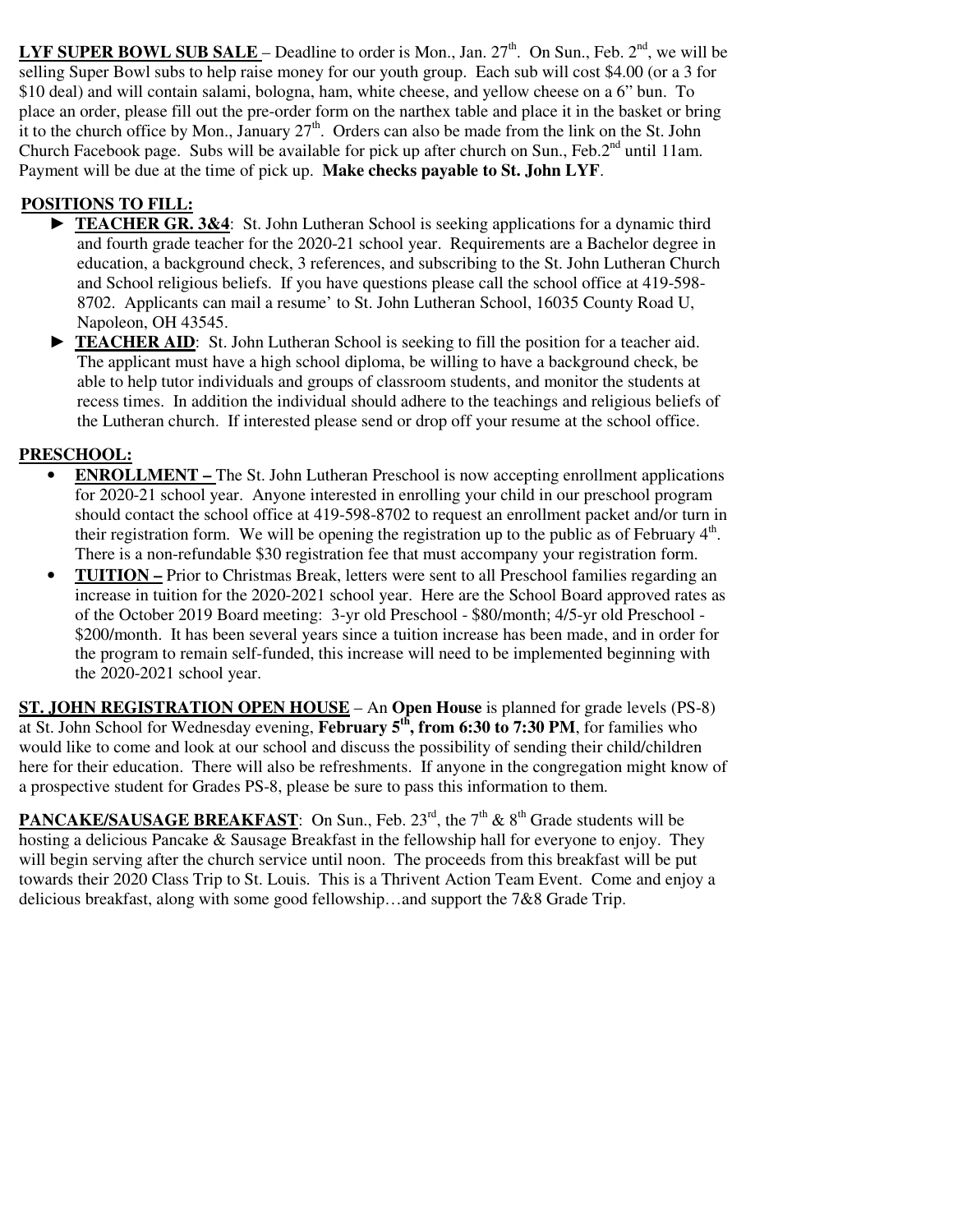**LYF SUPER BOWL SUB SALE** – Deadline to order is Mon., Jan. 27th. On Sun., Feb. 2nd, we will be selling Super Bowl subs to help raise money for our youth group. Each sub will cost $4.00 (or a 3 for $10 deal) and will contain salami, bologna, ham, white cheese, and yellow cheese on a 6" bun. To place an order, please fill out the pre-order form on the narthex table and place it in the basket or bring it to the church office by Mon., January 27th. Orders can also be made from the link on the St. John Church Facebook page. Subs will be available for pick up after church on Sun., Feb.2nd until 11am. Payment will be due at the time of pick up. **Make checks payable to St. John LYF**.

**POSITIONS TO FILL:**

- ► **TEACHER GR. 3&4**: St. John Lutheran School is seeking applications for a dynamic third and fourth grade teacher for the 2020-21 school year. Requirements are a Bachelor degree in education, a background check, 3 references, and subscribing to the St. John Lutheran Church and School religious beliefs. If you have questions please call the school office at 419-598-8702. Applicants can mail a resume' to St. John Lutheran School, 16035 County Road U, Napoleon, OH 43545.
- ► **TEACHER AID**: St. John Lutheran School is seeking to fill the position for a teacher aid. The applicant must have a high school diploma, be willing to have a background check, be able to help tutor individuals and groups of classroom students, and monitor the students at recess times. In addition the individual should adhere to the teachings and religious beliefs of the Lutheran church. If interested please send or drop off your resume at the school office.

**PRESCHOOL:**

- **ENROLLMENT –** The St. John Lutheran Preschool is now accepting enrollment applications for 2020-21 school year. Anyone interested in enrolling your child in our preschool program should contact the school office at 419-598-8702 to request an enrollment packet and/or turn in their registration form. We will be opening the registration up to the public as of February 4th. There is a non-refundable $30 registration fee that must accompany your registration form.
- **TUITION –** Prior to Christmas Break, letters were sent to all Preschool families regarding an increase in tuition for the 2020-2021 school year. Here are the School Board approved rates as of the October 2019 Board meeting: 3-yr old Preschool - $80/month; 4/5-yr old Preschool - $200/month. It has been several years since a tuition increase has been made, and in order for the program to remain self-funded, this increase will need to be implemented beginning with the 2020-2021 school year.

**ST. JOHN REGISTRATION OPEN HOUSE** – An **Open House** is planned for grade levels (PS-8) at St. John School for Wednesday evening, **February 5th, from 6:30 to 7:30 PM**, for families who would like to come and look at our school and discuss the possibility of sending their child/children here for their education. There will also be refreshments. If anyone in the congregation might know of a prospective student for Grades PS-8, please be sure to pass this information to them.

**PANCAKE/SAUSAGE BREAKFAST**: On Sun., Feb. 23rd, the 7th & 8th Grade students will be hosting a delicious Pancake & Sausage Breakfast in the fellowship hall for everyone to enjoy. They will begin serving after the church service until noon. The proceeds from this breakfast will be put towards their 2020 Class Trip to St. Louis. This is a Thrivent Action Team Event. Come and enjoy a delicious breakfast, along with some good fellowship…and support the 7&8 Grade Trip.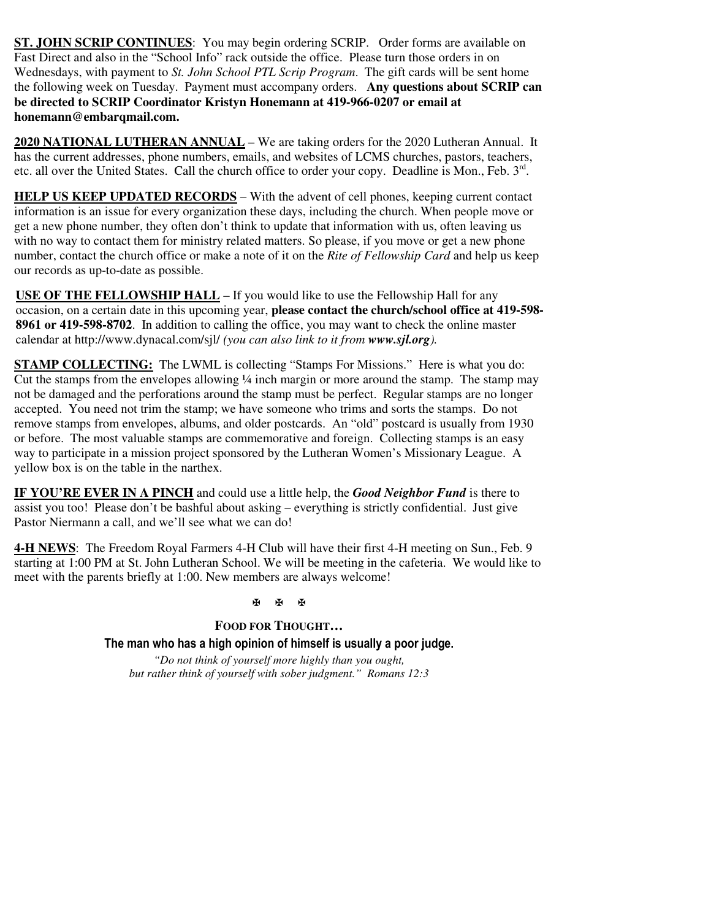**ST. JOHN SCRIP CONTINUES**: You may begin ordering SCRIP. Order forms are available on Fast Direct and also in the "School Info" rack outside the office. Please turn those orders in on Wednesdays, with payment to *St. John School PTL Scrip Program*. The gift cards will be sent home the following week on Tuesday. Payment must accompany orders. **Any questions about SCRIP can be directed to SCRIP Coordinator Kristyn Honemann at 419-966-0207 or email at honemann@embarqmail.com.**

**2020 NATIONAL LUTHERAN ANNUAL** – We are taking orders for the 2020 Lutheran Annual. It has the current addresses, phone numbers, emails, and websites of LCMS churches, pastors, teachers, etc. all over the United States. Call the church office to order your copy. Deadline is Mon., Feb. 3rd.

**HELP US KEEP UPDATED RECORDS** – With the advent of cell phones, keeping current contact information is an issue for every organization these days, including the church. When people move or get a new phone number, they often don't think to update that information with us, often leaving us with no way to contact them for ministry related matters. So please, if you move or get a new phone number, contact the church office or make a note of it on the *Rite of Fellowship Card* and help us keep our records as up-to-date as possible.

**USE OF THE FELLOWSHIP HALL** – If you would like to use the Fellowship Hall for any occasion, on a certain date in this upcoming year, **please contact the church/school office at 419-598-8961 or 419-598-8702**. In addition to calling the office, you may want to check the online master calendar at http://www.dynacal.com/sjl/ *(you can also link to it from **www.sjl.org**).*

**STAMP COLLECTING:** The LWML is collecting "Stamps For Missions." Here is what you do: Cut the stamps from the envelopes allowing ¼ inch margin or more around the stamp. The stamp may not be damaged and the perforations around the stamp must be perfect. Regular stamps are no longer accepted. You need not trim the stamp; we have someone who trims and sorts the stamps. Do not remove stamps from envelopes, albums, and older postcards. An "old" postcard is usually from 1930 or before. The most valuable stamps are commemorative and foreign. Collecting stamps is an easy way to participate in a mission project sponsored by the Lutheran Women's Missionary League. A yellow box is on the table in the narthex.

**IF YOU'RE EVER IN A PINCH** and could use a little help, the ***Good Neighbor Fund*** is there to assist you too! Please don't be bashful about asking – everything is strictly confidential. Just give Pastor Niermann a call, and we'll see what we can do!

**4-H NEWS**: The Freedom Royal Farmers 4-H Club will have their first 4-H meeting on Sun., Feb. 9 starting at 1:00 PM at St. John Lutheran School. We will be meeting in the cafeteria. We would like to meet with the parents briefly at 1:00. New members are always welcome!

✠ ✠ ✠

**FOOD FOR THOUGHT…**

**The man who has a high opinion of himself is usually a poor judge.**

*"Do not think of yourself more highly than you ought,*
*but rather think of yourself with sober judgment." Romans 12:3*